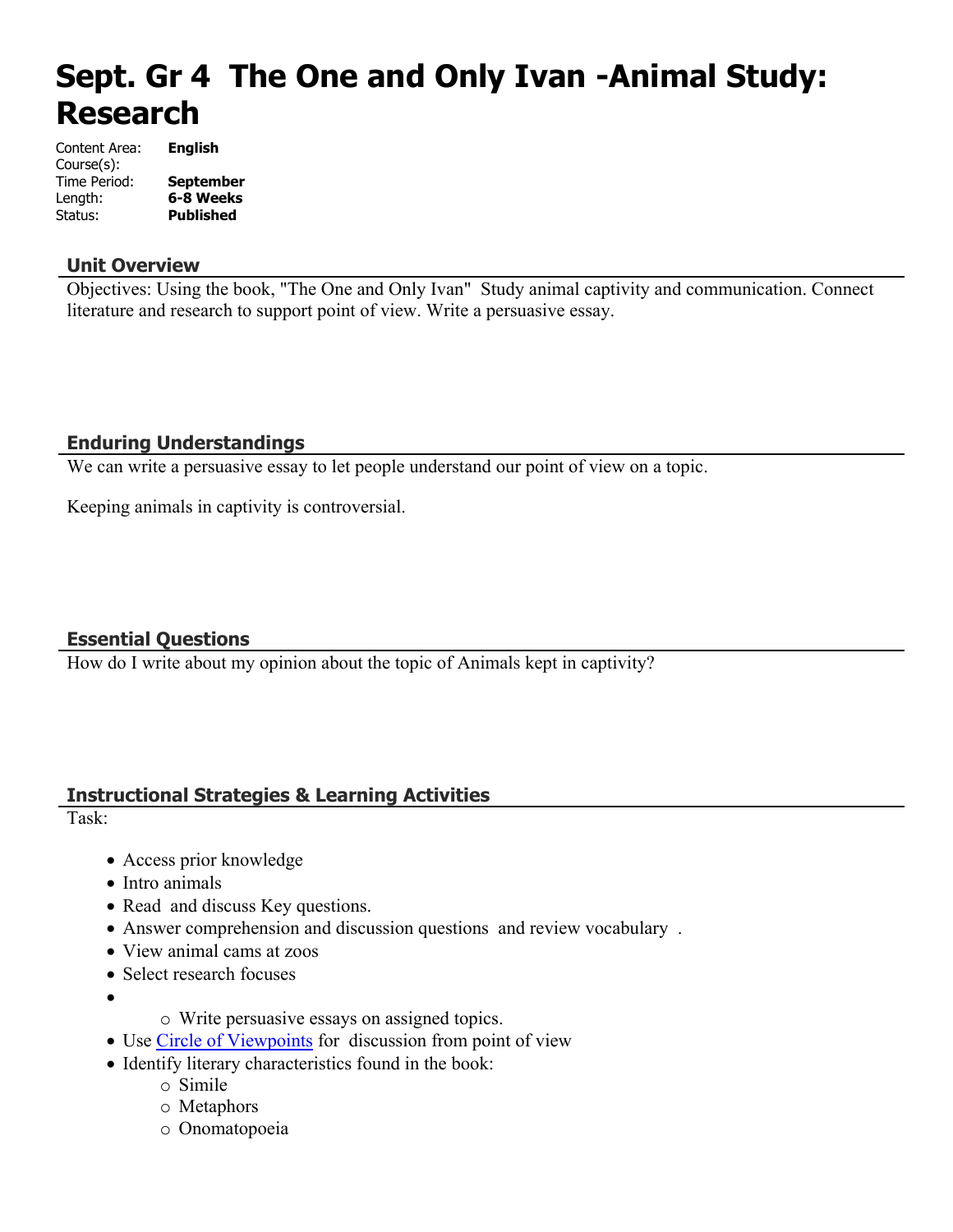# Sept. Gr 4 The One and Only Ivan -Animal Study: Research

| | |
|---|---|
| Content Area: | **English** |
| Course(s): | |
| Time Period: | **September** |
| Length: | **6-8 Weeks** |
| Status: | **Published** |

## Unit Overview

Objectives: Using the book, "The One and Only Ivan" Study animal captivity and communication. Connect literature and research to support point of view. Write a persuasive essay.

## Enduring Understandings

We can write a persuasive essay to let people understand our point of view on a topic.

Keeping animals in captivity is controversial.

## Essential Questions

How do I write about my opinion about the topic of Animals kept in captivity?

## Instructional Strategies & Learning Activities

Task:

- Access prior knowledge
- Intro animals
- Read and discuss Key questions.
- Answer comprehension and discussion questions and review vocabulary .
- View animal cams at zoos
- Select research focuses
- 
    - Write persuasive essays on assigned topics.
- Use Circle of Viewpoints for discussion from point of view
- Identify literary characteristics found in the book:
    - Simile
    - Metaphors
    - Onomatopoeia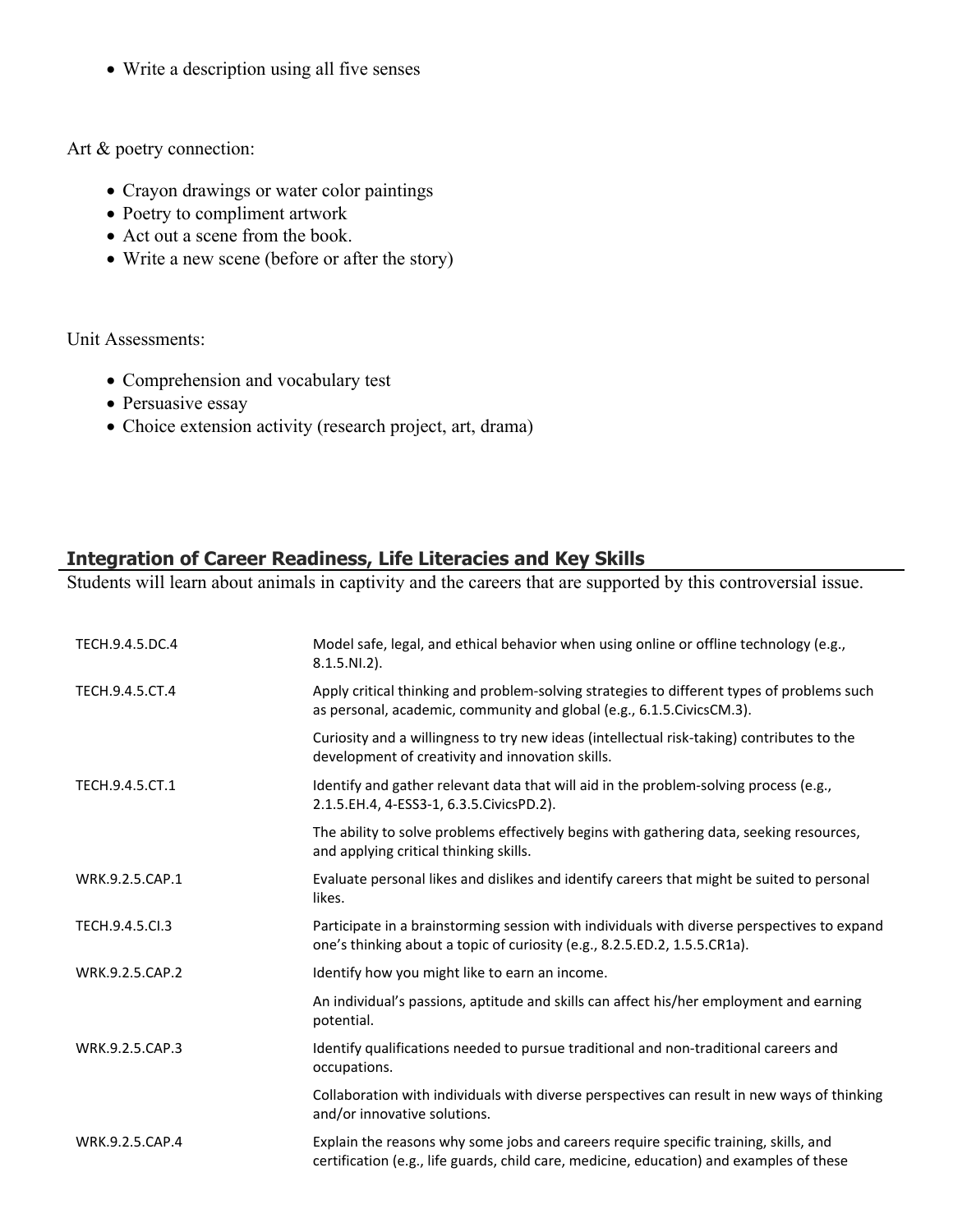- Write a description using all five senses

Art & poetry connection:

- Crayon drawings or water color paintings
- Poetry to compliment artwork
- Act out a scene from the book.
- Write a new scene (before or after the story)

Unit Assessments:

- Comprehension and vocabulary test
- Persuasive essay
- Choice extension activity (research project, art, drama)

## Integration of Career Readiness, Life Literacies and Key Skills

Students will learn about animals in captivity and the careers that are supported by this controversial issue.

| | |
|---|---|
| TECH.9.4.5.DC.4 | Model safe, legal, and ethical behavior when using online or offline technology (e.g., 8.1.5.NI.2). |
| TECH.9.4.5.CT.4 | Apply critical thinking and problem-solving strategies to different types of problems such as personal, academic, community and global (e.g., 6.1.5.CivicsCM.3). |
| | Curiosity and a willingness to try new ideas (intellectual risk-taking) contributes to the development of creativity and innovation skills. |
| TECH.9.4.5.CT.1 | Identify and gather relevant data that will aid in the problem-solving process (e.g., 2.1.5.EH.4, 4-ESS3-1, 6.3.5.CivicsPD.2). |
| | The ability to solve problems effectively begins with gathering data, seeking resources, and applying critical thinking skills. |
| WRK.9.2.5.CAP.1 | Evaluate personal likes and dislikes and identify careers that might be suited to personal likes. |
| TECH.9.4.5.CI.3 | Participate in a brainstorming session with individuals with diverse perspectives to expand one's thinking about a topic of curiosity (e.g., 8.2.5.ED.2, 1.5.5.CR1a). |
| WRK.9.2.5.CAP.2 | Identify how you might like to earn an income. |
| | An individual's passions, aptitude and skills can affect his/her employment and earning potential. |
| WRK.9.2.5.CAP.3 | Identify qualifications needed to pursue traditional and non-traditional careers and occupations. |
| | Collaboration with individuals with diverse perspectives can result in new ways of thinking and/or innovative solutions. |
| WRK.9.2.5.CAP.4 | Explain the reasons why some jobs and careers require specific training, skills, and certification (e.g., life guards, child care, medicine, education) and examples of these |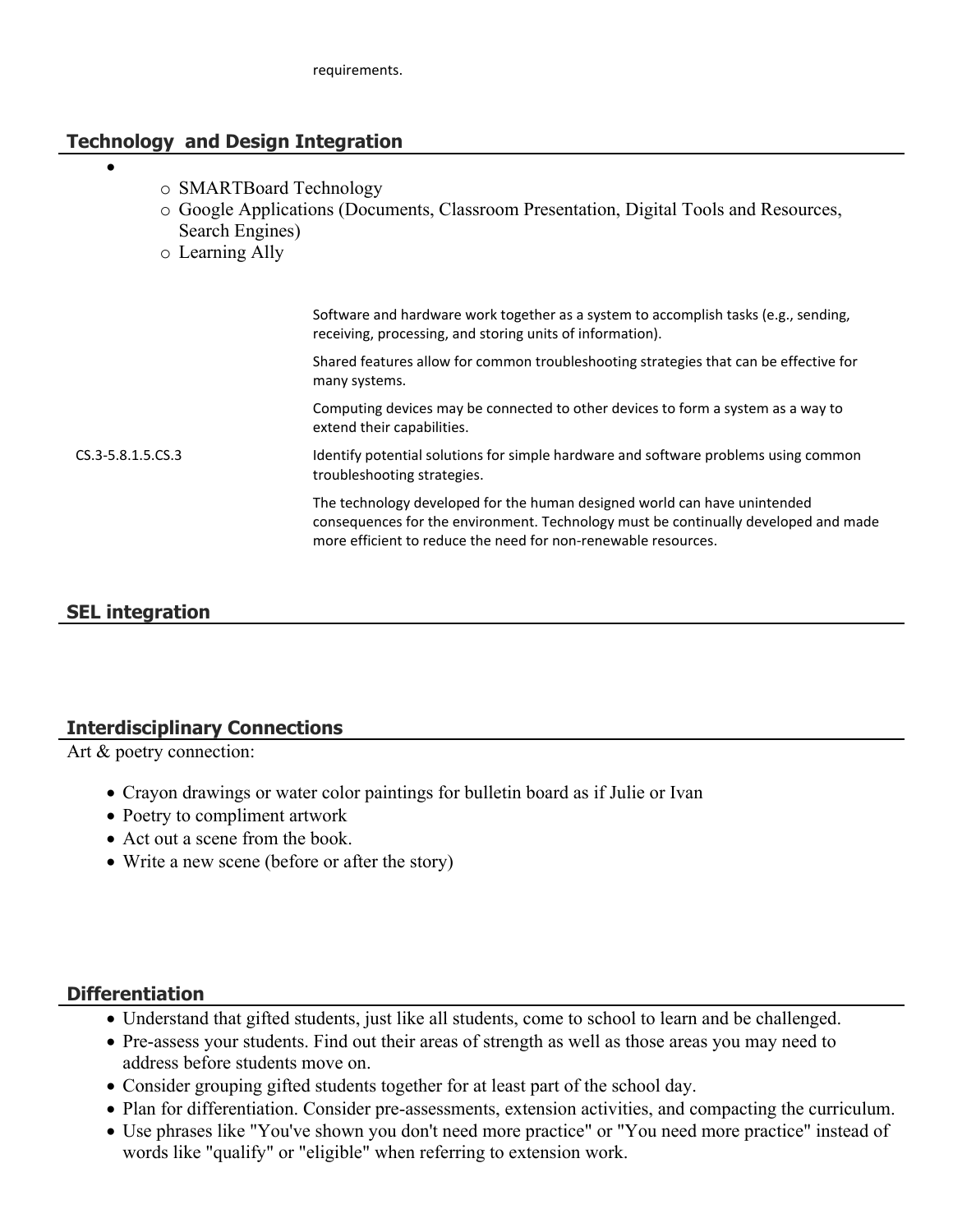requirements.

## Technology and Design Integration

- 
    - SMARTBoard Technology
    - Google Applications (Documents, Classroom Presentation, Digital Tools and Resources, Search Engines)
    - Learning Ally

| | |
|---|---|
| | Software and hardware work together as a system to accomplish tasks (e.g., sending, receiving, processing, and storing units of information). |
| | Shared features allow for common troubleshooting strategies that can be effective for many systems. |
| | Computing devices may be connected to other devices to form a system as a way to extend their capabilities. |
| CS.3-5.8.1.5.CS.3 | Identify potential solutions for simple hardware and software problems using common troubleshooting strategies. |
| | The technology developed for the human designed world can have unintended consequences for the environment. Technology must be continually developed and made more efficient to reduce the need for non-renewable resources. |

## SEL integration

## Interdisciplinary Connections

Art & poetry connection:

- Crayon drawings or water color paintings for bulletin board as if Julie or Ivan
- Poetry to compliment artwork
- Act out a scene from the book.
- Write a new scene (before or after the story)

## Differentiation

- Understand that gifted students, just like all students, come to school to learn and be challenged.
- Pre-assess your students. Find out their areas of strength as well as those areas you may need to address before students move on.
- Consider grouping gifted students together for at least part of the school day.
- Plan for differentiation. Consider pre-assessments, extension activities, and compacting the curriculum.
- Use phrases like "You've shown you don't need more practice" or "You need more practice" instead of words like "qualify" or "eligible" when referring to extension work.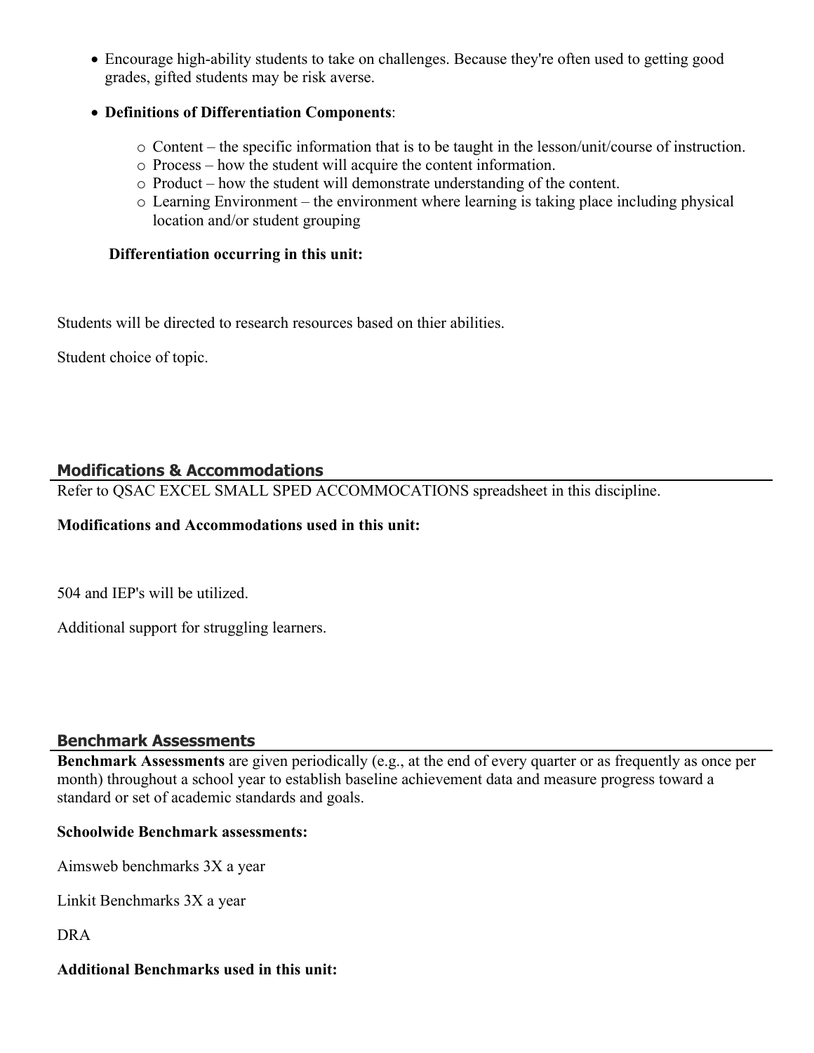- Encourage high-ability students to take on challenges. Because they're often used to getting good grades, gifted students may be risk averse.
- **Definitions of Differentiation Components**:
  - Content – the specific information that is to be taught in the lesson/unit/course of instruction.
  - Process – how the student will acquire the content information.
  - Product – how the student will demonstrate understanding of the content.
  - Learning Environment – the environment where learning is taking place including physical location and/or student grouping

**Differentiation occurring in this unit:**

Students will be directed to research resources based on thier abilities.

Student choice of topic.

## Modifications & Accommodations

Refer to QSAC EXCEL SMALL SPED ACCOMMOCATIONS spreadsheet in this discipline.

**Modifications and Accommodations used in this unit:**

504 and IEP's will be utilized.

Additional support for struggling learners.

## Benchmark Assessments

**Benchmark Assessments** are given periodically (e.g., at the end of every quarter or as frequently as once per month) throughout a school year to establish baseline achievement data and measure progress toward a standard or set of academic standards and goals.

**Schoolwide Benchmark assessments:**

Aimsweb benchmarks 3X a year

Linkit Benchmarks 3X a year

DRA

**Additional Benchmarks used in this unit:**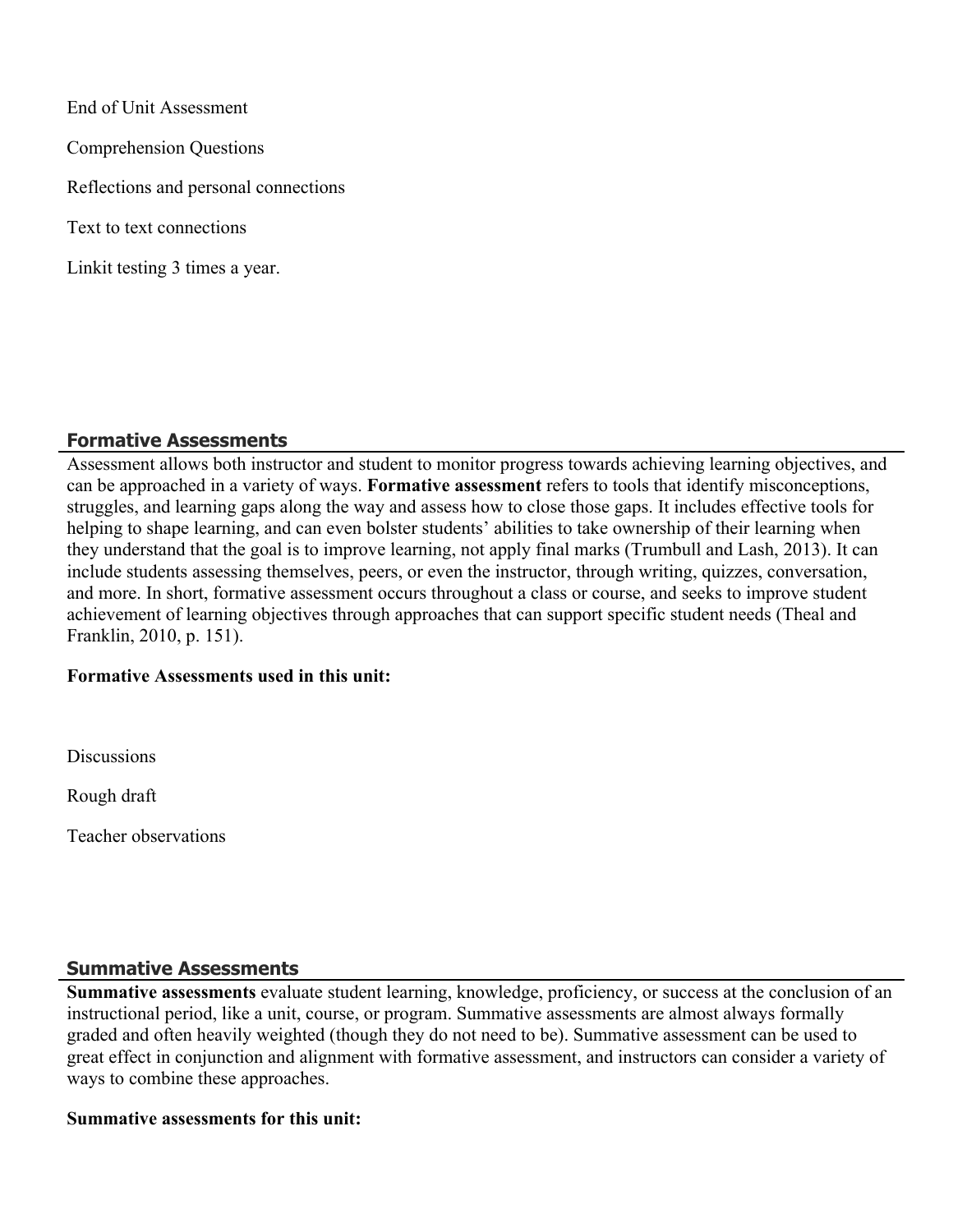End of Unit Assessment

Comprehension Questions

Reflections and personal connections

Text to text connections

Linkit testing 3 times a year.

## Formative Assessments

Assessment allows both instructor and student to monitor progress towards achieving learning objectives, and can be approached in a variety of ways. **Formative assessment** refers to tools that identify misconceptions, struggles, and learning gaps along the way and assess how to close those gaps. It includes effective tools for helping to shape learning, and can even bolster students' abilities to take ownership of their learning when they understand that the goal is to improve learning, not apply final marks (Trumbull and Lash, 2013). It can include students assessing themselves, peers, or even the instructor, through writing, quizzes, conversation, and more. In short, formative assessment occurs throughout a class or course, and seeks to improve student achievement of learning objectives through approaches that can support specific student needs (Theal and Franklin, 2010, p. 151).

**Formative Assessments used in this unit:**

Discussions

Rough draft

Teacher observations

## Summative Assessments

**Summative assessments** evaluate student learning, knowledge, proficiency, or success at the conclusion of an instructional period, like a unit, course, or program. Summative assessments are almost always formally graded and often heavily weighted (though they do not need to be). Summative assessment can be used to great effect in conjunction and alignment with formative assessment, and instructors can consider a variety of ways to combine these approaches.

**Summative assessments for this unit:**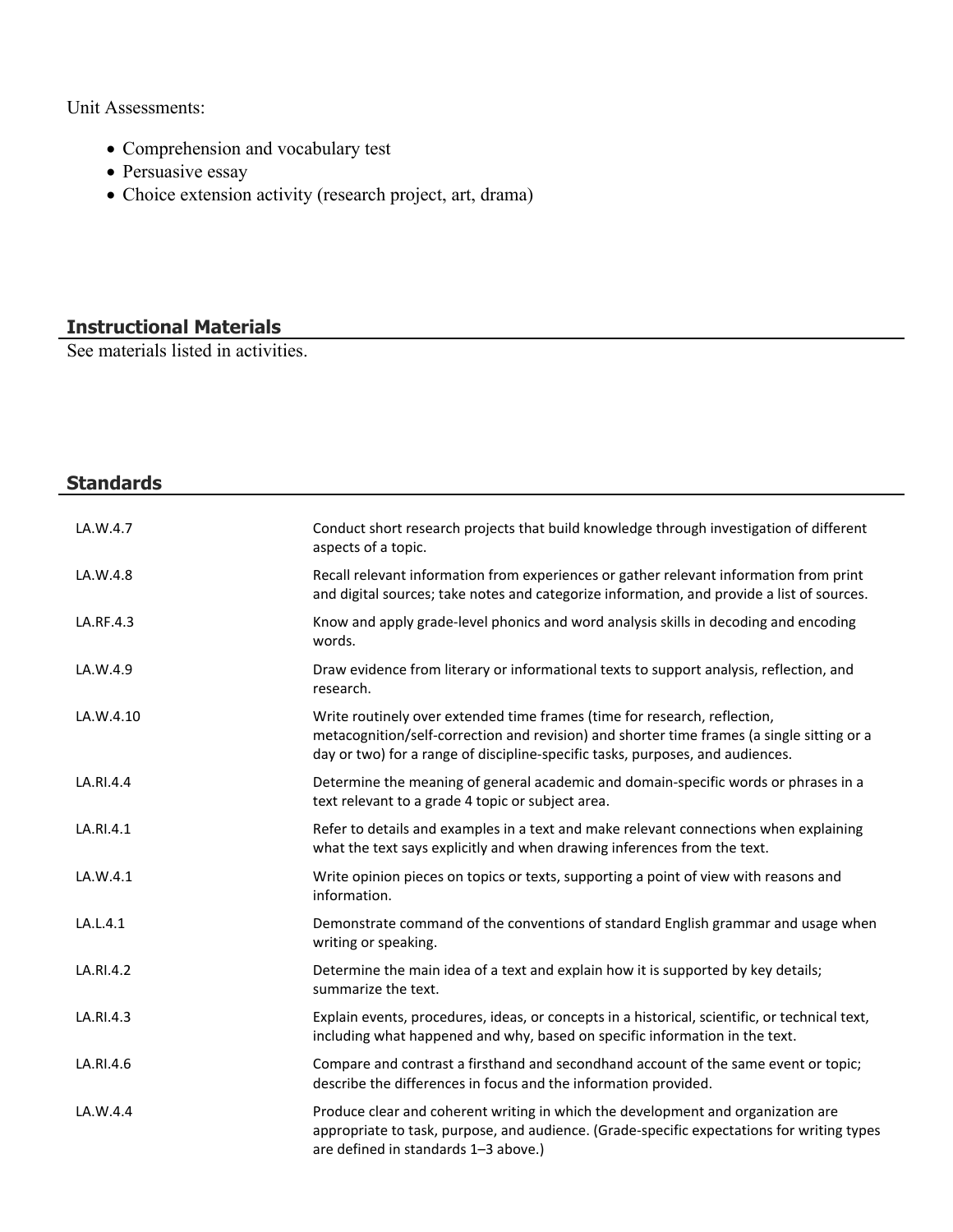Unit Assessments:

- Comprehension and vocabulary test
- Persuasive essay
- Choice extension activity (research project, art, drama)

## Instructional Materials

See materials listed in activities.

## Standards

| | |
|---|---|
| LA.W.4.7 | Conduct short research projects that build knowledge through investigation of different aspects of a topic. |
| LA.W.4.8 | Recall relevant information from experiences or gather relevant information from print and digital sources; take notes and categorize information, and provide a list of sources. |
| LA.RF.4.3 | Know and apply grade-level phonics and word analysis skills in decoding and encoding words. |
| LA.W.4.9 | Draw evidence from literary or informational texts to support analysis, reflection, and research. |
| LA.W.4.10 | Write routinely over extended time frames (time for research, reflection, metacognition/self-correction and revision) and shorter time frames (a single sitting or a day or two) for a range of discipline-specific tasks, purposes, and audiences. |
| LA.RI.4.4 | Determine the meaning of general academic and domain-specific words or phrases in a text relevant to a grade 4 topic or subject area. |
| LA.RI.4.1 | Refer to details and examples in a text and make relevant connections when explaining what the text says explicitly and when drawing inferences from the text. |
| LA.W.4.1 | Write opinion pieces on topics or texts, supporting a point of view with reasons and information. |
| LA.L.4.1 | Demonstrate command of the conventions of standard English grammar and usage when writing or speaking. |
| LA.RI.4.2 | Determine the main idea of a text and explain how it is supported by key details; summarize the text. |
| LA.RI.4.3 | Explain events, procedures, ideas, or concepts in a historical, scientific, or technical text, including what happened and why, based on specific information in the text. |
| LA.RI.4.6 | Compare and contrast a firsthand and secondhand account of the same event or topic; describe the differences in focus and the information provided. |
| LA.W.4.4 | Produce clear and coherent writing in which the development and organization are appropriate to task, purpose, and audience. (Grade-specific expectations for writing types are defined in standards 1–3 above.) |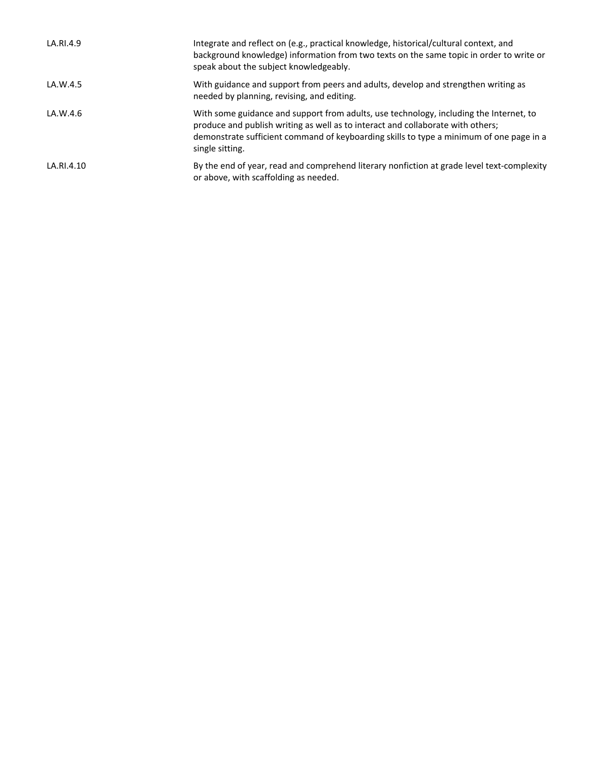| | |
|---|---|
| LA.RI.4.9 | Integrate and reflect on (e.g., practical knowledge, historical/cultural context, and background knowledge) information from two texts on the same topic in order to write or speak about the subject knowledgeably. |
| LA.W.4.5 | With guidance and support from peers and adults, develop and strengthen writing as needed by planning, revising, and editing. |
| LA.W.4.6 | With some guidance and support from adults, use technology, including the Internet, to produce and publish writing as well as to interact and collaborate with others; demonstrate sufficient command of keyboarding skills to type a minimum of one page in a single sitting. |
| LA.RI.4.10 | By the end of year, read and comprehend literary nonfiction at grade level text-complexity or above, with scaffolding as needed. |